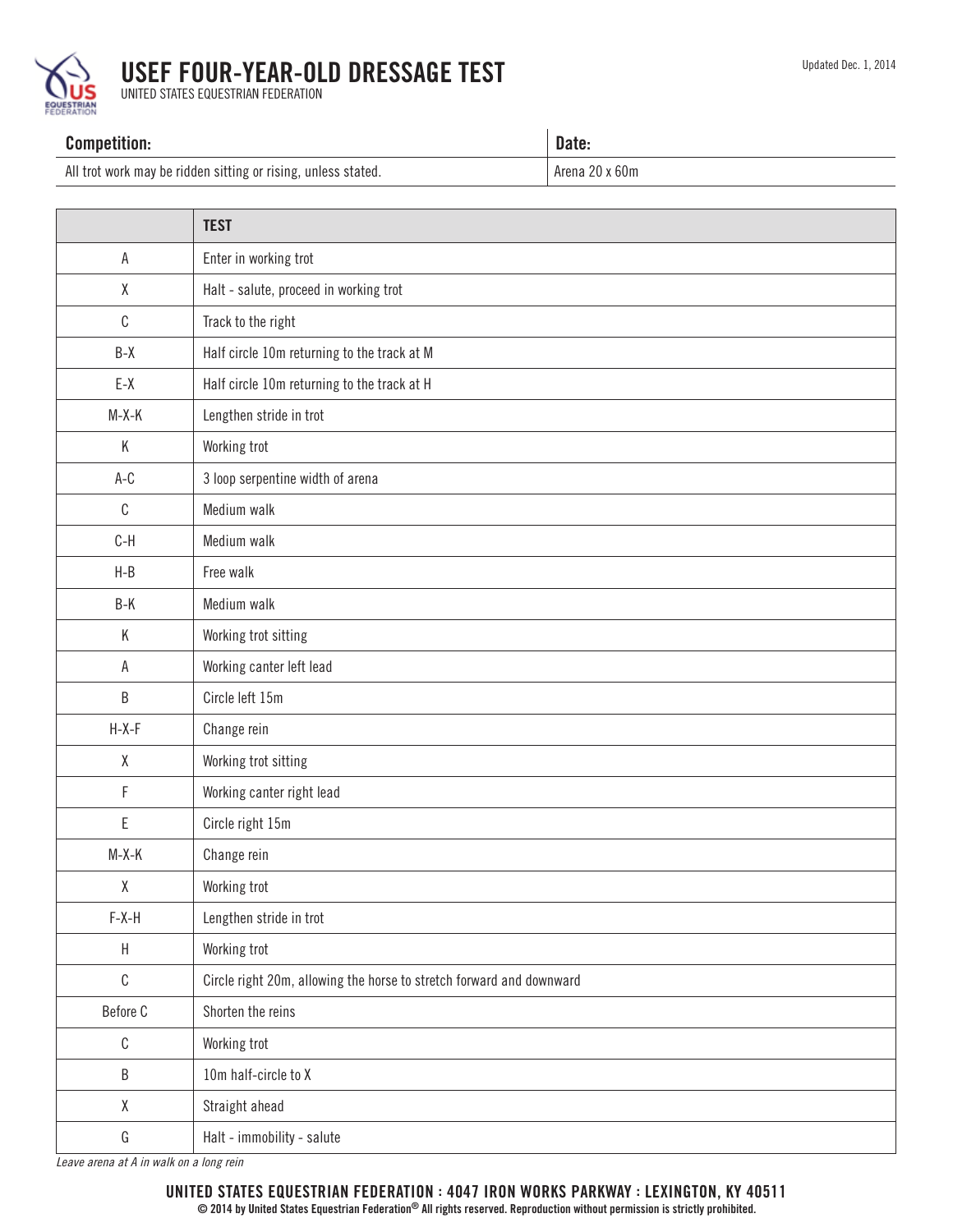# USEF FOUR-YEAR-OLD DRESSAGE TEST

UNITED STATES EQUESTRIAN FEDERATION

Updated Dec. 1, 2014

| Competition: | Date: |
|---|---|
| All trot work may be ridden sitting or rising, unless stated. | Arena 20 x 60m |

| | TEST |
|---|---|
| A | Enter in working trot |
| X | Halt - salute, proceed in working trot |
| C | Track to the right |
| B-X | Half circle 10m returning to the track at M |
| E-X | Half circle 10m returning to the track at H |
| M-X-K | Lengthen stride in trot |
| K | Working trot |
| A-C | 3 loop serpentine width of arena |
| C | Medium walk |
| C-H | Medium walk |
| H-B | Free walk |
| B-K | Medium walk |
| K | Working trot sitting |
| A | Working canter left lead |
| B | Circle left 15m |
| H-X-F | Change rein |
| X | Working trot sitting |
| F | Working canter right lead |
| E | Circle right 15m |
| M-X-K | Change rein |
| X | Working trot |
| F-X-H | Lengthen stride in trot |
| H | Working trot |
| C | Circle right 20m, allowing the horse to stretch forward and downward |
| Before C | Shorten the reins |
| C | Working trot |
| B | 10m half-circle to X |
| X | Straight ahead |
| G | Halt - immobility - salute |

*Leave arena at A in walk on a long rein*

**UNITED STATES EQUESTRIAN FEDERATION : 4047 IRON WORKS PARKWAY : LEXINGTON, KY 40511**

**© 2014 by United States Equestrian Federation® All rights reserved. Reproduction without permission is strictly prohibited.**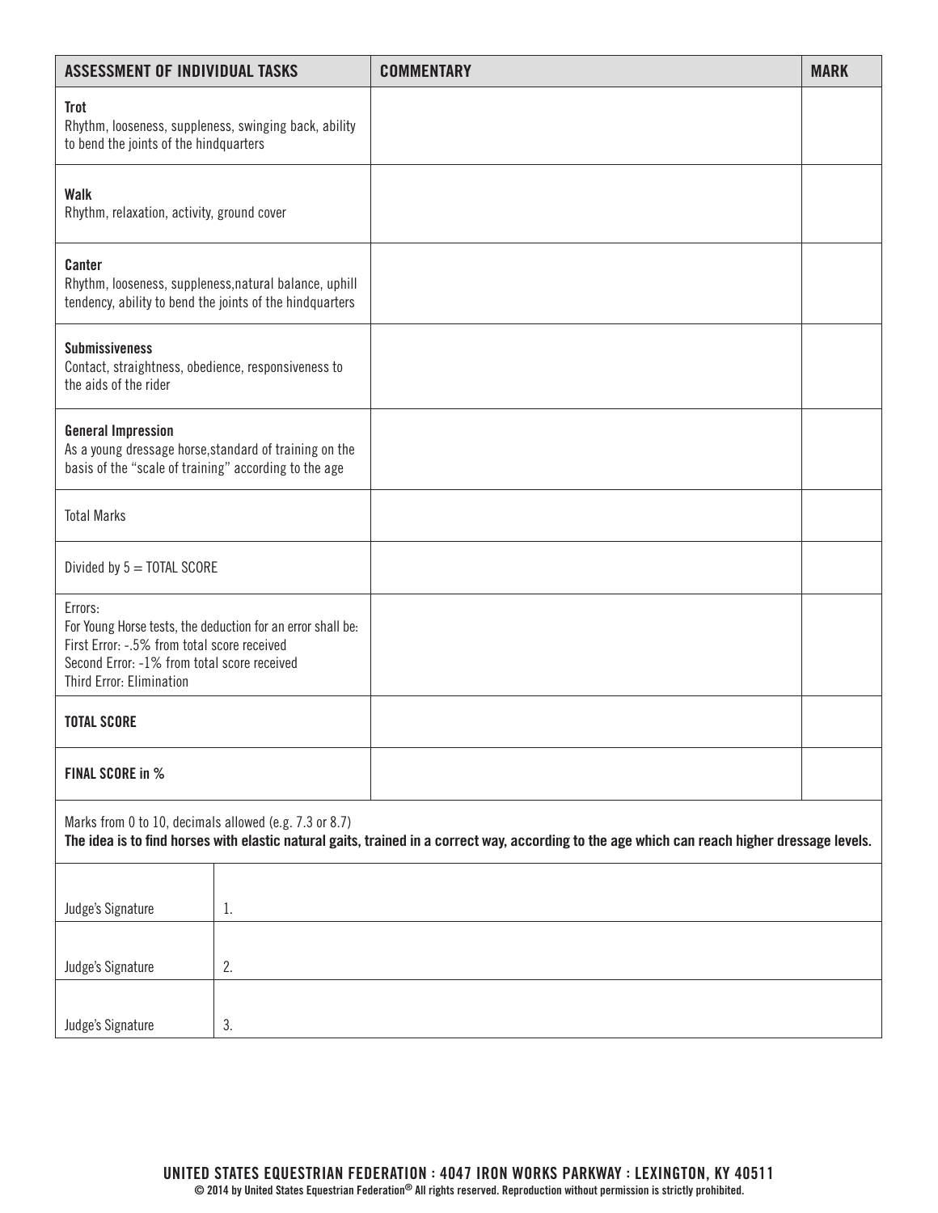| ASSESSMENT OF INDIVIDUAL TASKS | COMMENTARY | MARK |
|---|---|---|
| **Trot**<br>Rhythm, looseness, suppleness, swinging back, ability to bend the joints of the hindquarters | | |
| **Walk**<br>Rhythm, relaxation, activity, ground cover | | |
| **Canter**<br>Rhythm, looseness, suppleness,natural balance, uphill tendency, ability to bend the joints of the hindquarters | | |
| **Submissiveness**<br>Contact, straightness, obedience, responsiveness to the aids of the rider | | |
| **General Impression**<br>As a young dressage horse,standard of training on the basis of the "scale of training" according to the age | | |
| Total Marks | | |
| Divided by 5 = TOTAL SCORE | | |
| Errors:<br>For Young Horse tests, the deduction for an error shall be:<br>First Error: -.5% from total score received<br>Second Error: -1% from total score received<br>Third Error: Elimination | | |
| **TOTAL SCORE** | | |
| **FINAL SCORE in %** | | |

Marks from 0 to 10, decimals allowed (e.g. 7.3 or 8.7)
**The idea is to find horses with elastic natural gaits, trained in a correct way, according to the age which can reach higher dressage levels.**

| | |
|---|---|
| Judge's Signature | 1. |
| Judge's Signature | 2. |
| Judge's Signature | 3. |

**UNITED STATES EQUESTRIAN FEDERATION : 4047 IRON WORKS PARKWAY : LEXINGTON, KY 40511**
**© 2014 by United States Equestrian Federation® All rights reserved. Reproduction without permission is strictly prohibited.**